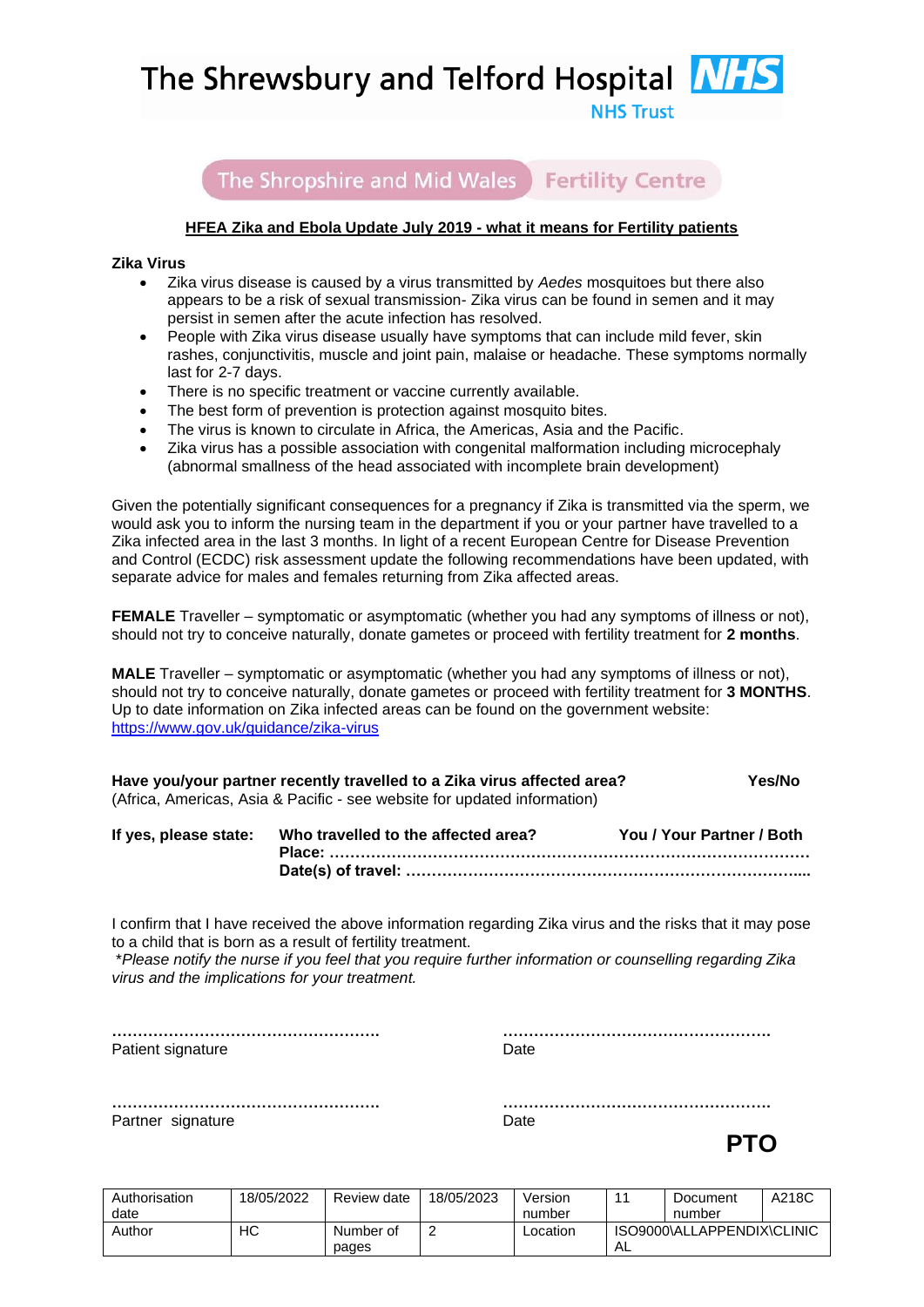# The Shrewsbury and Telford Hospital NHS Trust

## The Shropshire and Mid Wales Fertility Centre

**HFEA Zika and Ebola Update July 2019 - what it means for Fertility patients**

**Zika Virus**

- Zika virus disease is caused by a virus transmitted by *Aedes* mosquitoes but there also appears to be a risk of sexual transmission- Zika virus can be found in semen and it may persist in semen after the acute infection has resolved.
- People with Zika virus disease usually have symptoms that can include mild fever, skin rashes, conjunctivitis, muscle and joint pain, malaise or headache. These symptoms normally last for 2-7 days.
- There is no specific treatment or vaccine currently available.
- The best form of prevention is protection against mosquito bites.
- The virus is known to circulate in Africa, the Americas, Asia and the Pacific.
- Zika virus has a possible association with congenital malformation including microcephaly (abnormal smallness of the head associated with incomplete brain development)

Given the potentially significant consequences for a pregnancy if Zika is transmitted via the sperm, we would ask you to inform the nursing team in the department if you or your partner have travelled to a Zika infected area in the last 3 months. In light of a recent European Centre for Disease Prevention and Control (ECDC) risk assessment update the following recommendations have been updated, with separate advice for males and females returning from Zika affected areas.

**FEMALE** Traveller – symptomatic or asymptomatic (whether you had any symptoms of illness or not), should not try to conceive naturally, donate gametes or proceed with fertility treatment for **2 months**.

**MALE** Traveller – symptomatic or asymptomatic (whether you had any symptoms of illness or not), should not try to conceive naturally, donate gametes or proceed with fertility treatment for **3 MONTHS**. Up to date information on Zika infected areas can be found on the government website: https://www.gov.uk/guidance/zika-virus

**Have you/your partner recently travelled to a Zika virus affected area?** **Yes/No**
(Africa, Americas, Asia & Pacific - see website for updated information)

**If yes, please state:** **Who travelled to the affected area?** **You / Your Partner / Both**
**Place: …………………………………………………………………………………**
**Date(s) of travel: ………………………………………………………………….....**

I confirm that I have received the above information regarding Zika virus and the risks that it may pose to a child that is born as a result of fertility treatment.
*\*Please notify the nurse if you feel that you require further information or counselling regarding Zika virus and the implications for your treatment.*

……………………………………………. Patient signature

……………………………………………. Date

……………………………………………. Partner signature

……………………………………………. Date

**PTO**

| Authorisation date | 18/05/2022 | Review date | 18/05/2023 | Version number | 11 | Document number | A218C |
|---|---|---|---|---|---|---|---|
| Author | HC | Number of pages | 2 | Location | ISO9000\ALLAPPENDIX\CLINICAL | | |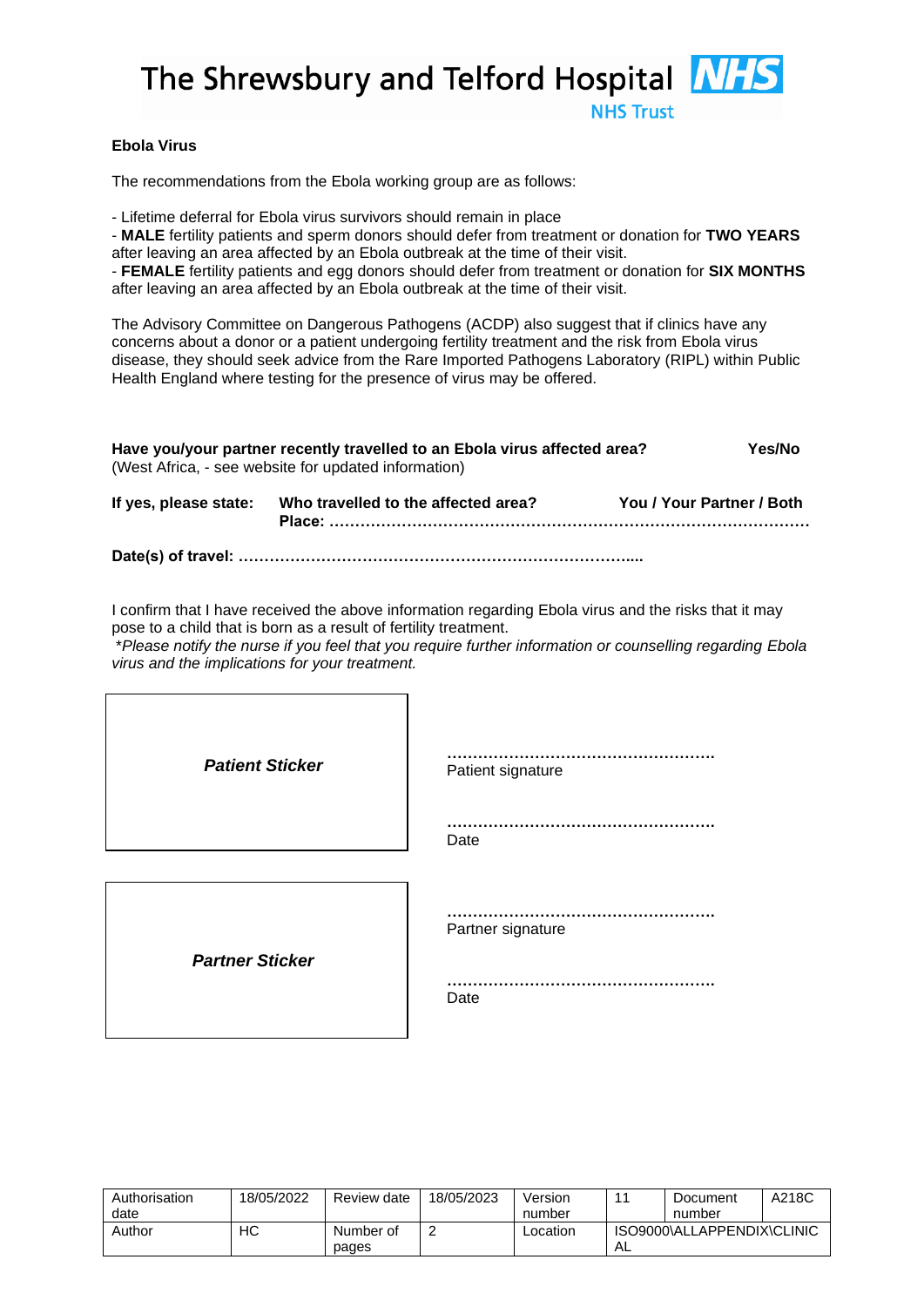### Ebola Virus

The recommendations from the Ebola working group are as follows:

- Lifetime deferral for Ebola virus survivors should remain in place
- **MALE** fertility patients and sperm donors should defer from treatment or donation for **TWO YEARS** after leaving an area affected by an Ebola outbreak at the time of their visit.
- **FEMALE** fertility patients and egg donors should defer from treatment or donation for **SIX MONTHS** after leaving an area affected by an Ebola outbreak at the time of their visit.

The Advisory Committee on Dangerous Pathogens (ACDP) also suggest that if clinics have any concerns about a donor or a patient undergoing fertility treatment and the risk from Ebola virus disease, they should seek advice from the Rare Imported Pathogens Laboratory (RIPL) within Public Health England where testing for the presence of virus may be offered.

**Have you/your partner recently travelled to an Ebola virus affected area?** **Yes/No**
(West Africa, - see website for updated information)

**If yes, please state:** **Who travelled to the affected area?** **You / Your Partner / Both**
**Place: ………………………………………………………………………………**

**Date(s) of travel: ……………………………………………………………………....**

I confirm that I have received the above information regarding Ebola virus and the risks that it may pose to a child that is born as a result of fertility treatment.
*\*Please notify the nurse if you feel that you require further information or counselling regarding Ebola virus and the implications for your treatment.*

***Patient Sticker***

…………………………………………….
Patient signature

…………………………………………….
Date

***Partner Sticker***

…………………………………………….
Partner signature

…………………………………………….
Date

| | | | | | | | |
|---|---|---|---|---|---|---|---|
| Authorisation date | 18/05/2022 | Review date | 18/05/2023 | Version number | 11 | Document number | A218C |
| Author | HC | Number of pages | 2 | Location | ISO9000\ALLAPPENDIX\CLINICAL | | |